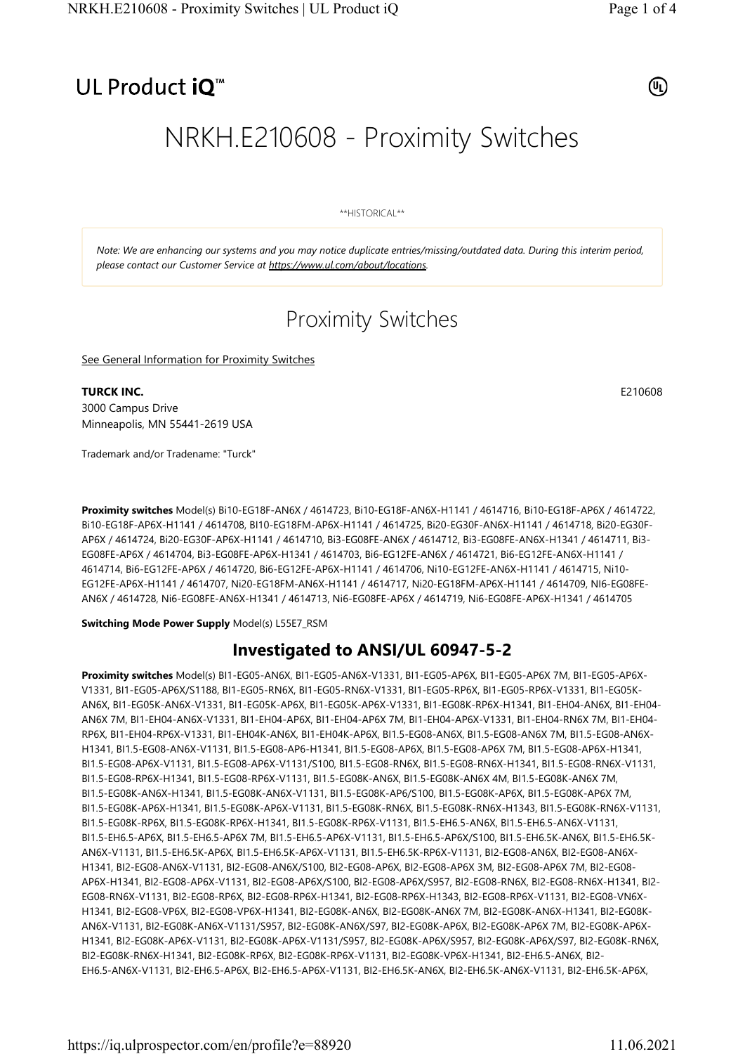UL Product iQ™

# NRKH.E210608 - Proximity Switches

**HISTORICAL**

*Note: We are enhancing our systems and you may notice duplicate entries/missing/outdated data. During this interim period, please contact our Customer Service at https://www.ul.com/about/locations.*

## Proximity Switches

See General Information for Proximity Switches

**TURCK INC.** E210608

3000 Campus Drive
Minneapolis, MN 55441-2619 USA

Trademark and/or Tradename: "Turck"

**Proximity switches** Model(s) Bi10-EG18F-AN6X / 4614723, Bi10-EG18F-AN6X-H1141 / 4614716, Bi10-EG18F-AP6X / 4614722, Bi10-EG18F-AP6X-H1141 / 4614708, BI10-EG18FM-AP6X-H1141 / 4614725, Bi20-EG30F-AN6X-H1141 / 4614718, Bi20-EG30F-AP6X / 4614724, Bi20-EG30F-AP6X-H1141 / 4614710, Bi3-EG08FE-AN6X / 4614712, Bi3-EG08FE-AN6X-H1341 / 4614711, Bi3-EG08FE-AP6X / 4614704, Bi3-EG08FE-AP6X-H1341 / 4614703, Bi6-EG12FE-AN6X / 4614721, Bi6-EG12FE-AN6X-H1141 / 4614714, Bi6-EG12FE-AP6X / 4614720, Bi6-EG12FE-AP6X-H1141 / 4614706, Ni10-EG12FE-AN6X-H1141 / 4614715, Ni10-EG12FE-AP6X-H1141 / 4614707, Ni20-EG18FM-AN6X-H1141 / 4614717, Ni20-EG18FM-AP6X-H1141 / 4614709, NI6-EG08FE-AN6X / 4614728, Ni6-EG08FE-AN6X-H1341 / 4614713, Ni6-EG08FE-AP6X / 4614719, Ni6-EG08FE-AP6X-H1341 / 4614705

**Switching Mode Power Supply** Model(s) L55E7_RSM

## Investigated to ANSI/UL 60947-5-2

**Proximity switches** Model(s) BI1-EG05-AN6X, BI1-EG05-AN6X-V1331, BI1-EG05-AP6X, BI1-EG05-AP6X 7M, BI1-EG05-AP6X-V1331, BI1-EG05-AP6X/S1188, BI1-EG05-RN6X, BI1-EG05-RN6X-V1331, BI1-EG05-RP6X, BI1-EG05-RP6X-V1331, BI1-EG05K-AN6X, BI1-EG05K-AN6X-V1331, BI1-EG05K-AP6X, BI1-EG05K-AP6X-V1331, BI1-EG08K-RP6X-H1341, BI1-EH04-AN6X, BI1-EH04-AN6X 7M, BI1-EH04-AN6X-V1331, BI1-EH04-AP6X, BI1-EH04-AP6X 7M, BI1-EH04-AP6X-V1331, BI1-EH04-RN6X 7M, BI1-EH04-RP6X, BI1-EH04-RP6X-V1331, BI1-EH04K-AN6X, BI1-EH04K-AP6X, BI1.5-EG08-AN6X, BI1.5-EG08-AN6X 7M, BI1.5-EG08-AN6X-H1341, BI1.5-EG08-AN6X-V1131, BI1.5-EG08-AP6-H1341, BI1.5-EG08-AP6X, BI1.5-EG08-AP6X 7M, BI1.5-EG08-AP6X-H1341, BI1.5-EG08-AP6X-V1131, BI1.5-EG08-AP6X-V1131/S100, BI1.5-EG08-RN6X, BI1.5-EG08-RN6X-H1341, BI1.5-EG08-RN6X-V1131, BI1.5-EG08-RP6X-H1341, BI1.5-EG08-RP6X-V1131, BI1.5-EG08K-AN6X, BI1.5-EG08K-AN6X 4M, BI1.5-EG08K-AN6X 7M, BI1.5-EG08K-AN6X-H1341, BI1.5-EG08K-AN6X-V1131, BI1.5-EG08K-AP6/S100, BI1.5-EG08K-AP6X, BI1.5-EG08K-AP6X 7M, BI1.5-EG08K-AP6X-H1341, BI1.5-EG08K-AP6X-V1131, BI1.5-EG08K-RN6X, BI1.5-EG08K-RN6X-H1343, BI1.5-EG08K-RN6X-V1131, BI1.5-EG08K-RP6X, BI1.5-EG08K-RP6X-H1341, BI1.5-EG08K-RP6X-V1131, BI1.5-EH6.5-AN6X, BI1.5-EH6.5-AN6X-V1131, BI1.5-EH6.5-AP6X, BI1.5-EH6.5-AP6X 7M, BI1.5-EH6.5-AP6X-V1131, BI1.5-EH6.5-AP6X/S100, BI1.5-EH6.5K-AN6X, BI1.5-EH6.5K-AN6X-V1131, BI1.5-EH6.5K-AP6X, BI1.5-EH6.5K-AP6X-V1131, BI1.5-EH6.5K-RP6X-V1131, BI2-EG08-AN6X, BI2-EG08-AN6X-H1341, BI2-EG08-AN6X-V1131, BI2-EG08-AN6X/S100, BI2-EG08-AP6X, BI2-EG08-AP6X 3M, BI2-EG08-AP6X 7M, BI2-EG08-AP6X-H1341, BI2-EG08-AP6X-V1131, BI2-EG08-AP6X/S100, BI2-EG08-AP6X/S957, BI2-EG08-RN6X, BI2-EG08-RN6X-H1341, BI2-EG08-RN6X-V1131, BI2-EG08-RP6X, BI2-EG08-RP6X-H1341, BI2-EG08-RP6X-H1343, BI2-EG08-RP6X-V1131, BI2-EG08-VN6X-H1341, BI2-EG08-VP6X, BI2-EG08-VP6X-H1341, BI2-EG08K-AN6X, BI2-EG08K-AN6X 7M, BI2-EG08K-AN6X-H1341, BI2-EG08K-AN6X-V1131, BI2-EG08K-AN6X-V1131/S957, BI2-EG08K-AN6X/S97, BI2-EG08K-AP6X, BI2-EG08K-AP6X 7M, BI2-EG08K-AP6X-H1341, BI2-EG08K-AP6X-V1131, BI2-EG08K-AP6X-V1131/S957, BI2-EG08K-AP6X/S957, BI2-EG08K-AP6X/S97, BI2-EG08K-RN6X, BI2-EG08K-RN6X-H1341, BI2-EG08K-RP6X, BI2-EG08K-RP6X-V1131, BI2-EG08K-VP6X-H1341, BI2-EH6.5-AN6X, BI2-EH6.5-AN6X-V1131, BI2-EH6.5-AP6X, BI2-EH6.5-AP6X-V1131, BI2-EH6.5K-AN6X, BI2-EH6.5K-AN6X-V1131, BI2-EH6.5K-AP6X,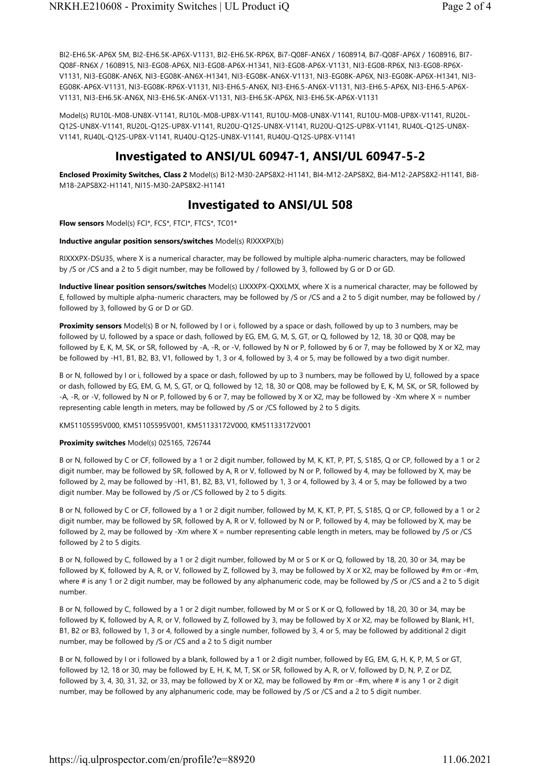BI2-EH6.5K-AP6X 5M, BI2-EH6.5K-AP6X-V1131, BI2-EH6.5K-RP6X, Bi7-Q08F-AN6X / 1608914, Bi7-Q08F-AP6X / 1608916, BI7-Q08F-RN6X / 1608915, NI3-EG08-AP6X, NI3-EG08-AP6X-H1341, NI3-EG08-AP6X-V1131, NI3-EG08-RP6X, NI3-EG08-RP6X-V1131, NI3-EG08K-AN6X, NI3-EG08K-AN6X-H1341, NI3-EG08K-AN6X-V1131, NI3-EG08K-AP6X, NI3-EG08K-AP6X-H1341, NI3-EG08K-AP6X-V1131, NI3-EG08K-RP6X-V1131, NI3-EH6.5-AN6X, NI3-EH6.5-AN6X-V1131, NI3-EH6.5-AP6X, NI3-EH6.5-AP6X-V1131, NI3-EH6.5K-AN6X, NI3-EH6.5K-AN6X-V1131, NI3-EH6.5K-AP6X, NI3-EH6.5K-AP6X-V1131

Model(s) RU10L-M08-UN8X-V1141, RU10L-M08-UP8X-V1141, RU10U-M08-UN8X-V1141, RU10U-M08-UP8X-V1141, RU20L-Q12S-UN8X-V1141, RU20L-Q12S-UP8X-V1141, RU20U-Q12S-UN8X-V1141, RU20U-Q12S-UP8X-V1141, RU40L-Q12S-UN8X-V1141, RU40L-Q12S-UP8X-V1141, RU40U-Q12S-UN8X-V1141, RU40U-Q12S-UP8X-V1141

## Investigated to ANSI/UL 60947-1, ANSI/UL 60947-5-2

**Enclosed Proximity Switches, Class 2** Model(s) Bi12-M30-2APS8X2-H1141, BI4-M12-2APS8X2, Bi4-M12-2APS8X2-H1141, Bi8-M18-2APS8X2-H1141, NI15-M30-2APS8X2-H1141

## Investigated to ANSI/UL 508

**Flow sensors** Model(s) FCI*, FCS*, FTCI*, FTCS*, TC01*

**Inductive angular position sensors/switches** Model(s) RIXXXPX(b)

RIXXXPX-DSU35, where X is a numerical character, may be followed by multiple alpha-numeric characters, may be followed by /S or /CS and a 2 to 5 digit number, may be followed by / followed by 3, followed by G or D or GD.

**Inductive linear position sensors/switches** Model(s) LIXXXPX-QXXLMX, where X is a numerical character, may be followed by E, followed by multiple alpha-numeric characters, may be followed by /S or /CS and a 2 to 5 digit number, may be followed by / followed by 3, followed by G or D or GD.

**Proximity sensors** Model(s) B or N, followed by I or i, followed by a space or dash, followed by up to 3 numbers, may be followed by U, followed by a space or dash, followed by EG, EM, G, M, S, GT, or Q, followed by 12, 18, 30 or Q08, may be followed by E, K, M, SK, or SR, followed by -A, -R, or -V, followed by N or P, followed by 6 or 7, may be followed by X or X2, may be followed by -H1, B1, B2, B3, V1, followed by 1, 3 or 4, followed by 3, 4 or 5, may be followed by a two digit number.

B or N, followed by I or i, followed by a space or dash, followed by up to 3 numbers, may be followed by U, followed by a space or dash, followed by EG, EM, G, M, S, GT, or Q, followed by 12, 18, 30 or Q08, may be followed by E, K, M, SK, or SR, followed by -A, -R, or -V, followed by N or P, followed by 6 or 7, may be followed by X or X2, may be followed by -Xm where X = number representing cable length in meters, may be followed by /S or /CS followed by 2 to 5 digits.

KM51105595V000, KM51105595V001, KM51133172V000, KM51133172V001

**Proximity switches** Model(s) 025165, 726744

B or N, followed by C or CF, followed by a 1 or 2 digit number, followed by M, K, KT, P, PT, S, S185, Q or CP, followed by a 1 or 2 digit number, may be followed by SR, followed by A, R or V, followed by N or P, followed by 4, may be followed by X, may be followed by 2, may be followed by -H1, B1, B2, B3, V1, followed by 1, 3 or 4, followed by 3, 4 or 5, may be followed by a two digit number. May be followed by /S or /CS followed by 2 to 5 digits.

B or N, followed by C or CF, followed by a 1 or 2 digit number, followed by M, K, KT, P, PT, S, S185, Q or CP, followed by a 1 or 2 digit number, may be followed by SR, followed by A, R or V, followed by N or P, followed by 4, may be followed by X, may be followed by 2, may be followed by -Xm where X = number representing cable length in meters, may be followed by /S or /CS followed by 2 to 5 digits.

B or N, followed by C, followed by a 1 or 2 digit number, followed by M or S or K or Q, followed by 18, 20, 30 or 34, may be followed by K, followed by A, R, or V, followed by Z, followed by 3, may be followed by X or X2, may be followed by #m or -#m, where # is any 1 or 2 digit number, may be followed by any alphanumeric code, may be followed by /S or /CS and a 2 to 5 digit number.

B or N, followed by C, followed by a 1 or 2 digit number, followed by M or S or K or Q, followed by 18, 20, 30 or 34, may be followed by K, followed by A, R, or V, followed by Z, followed by 3, may be followed by X or X2, may be followed by Blank, H1, B1, B2 or B3, followed by 1, 3 or 4, followed by a single number, followed by 3, 4 or 5, may be followed by additional 2 digit number, may be followed by /S or /CS and a 2 to 5 digit number

B or N, followed by I or i followed by a blank, followed by a 1 or 2 digit number, followed by EG, EM, G, H, K, P, M, S or GT, followed by 12, 18 or 30, may be followed by E, H, K, M, T, SK or SR, followed by A, R, or V, followed by D, N, P, Z or DZ, followed by 3, 4, 30, 31, 32, or 33, may be followed by X or X2, may be followed by #m or -#m, where # is any 1 or 2 digit number, may be followed by any alphanumeric code, may be followed by /S or /CS and a 2 to 5 digit number.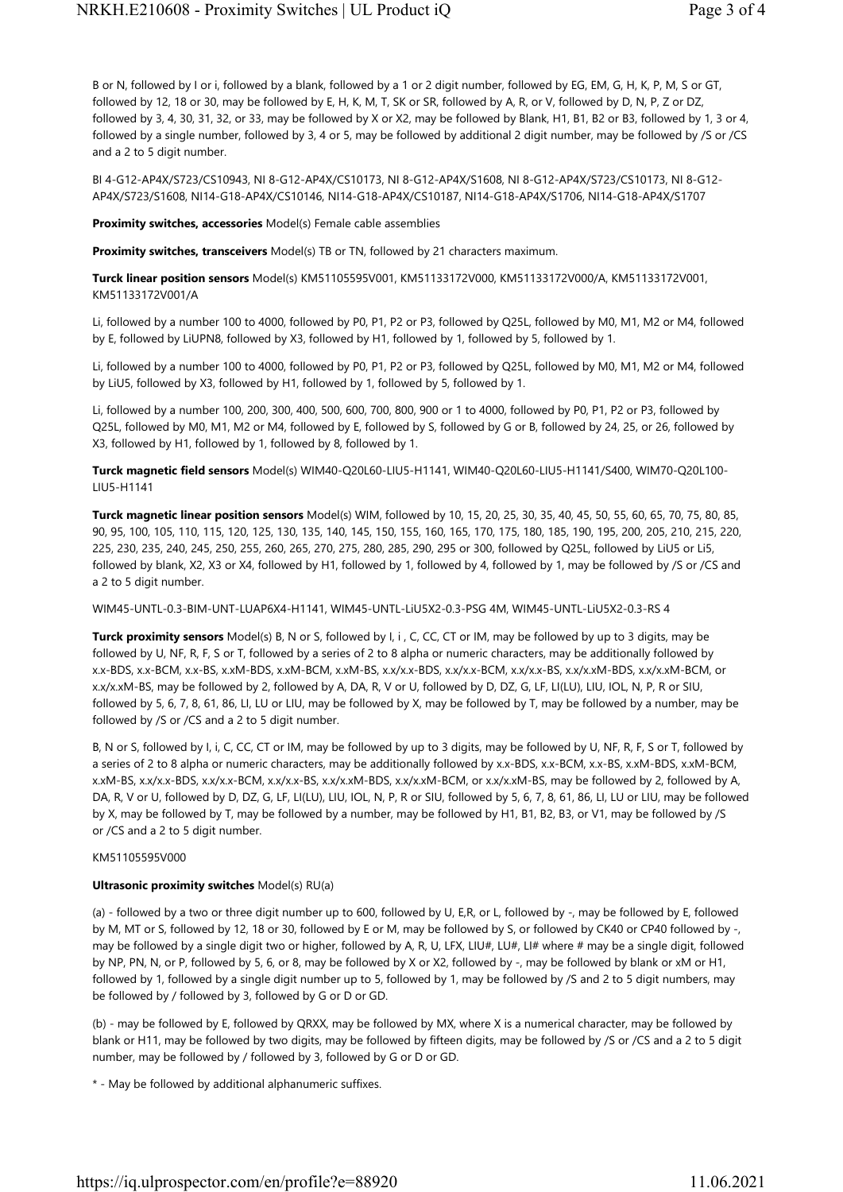B or N, followed by I or i, followed by a blank, followed by a 1 or 2 digit number, followed by EG, EM, G, H, K, P, M, S or GT, followed by 12, 18 or 30, may be followed by E, H, K, M, T, SK or SR, followed by A, R, or V, followed by D, N, P, Z or DZ, followed by 3, 4, 30, 31, 32, or 33, may be followed by X or X2, may be followed by Blank, H1, B1, B2 or B3, followed by 1, 3 or 4, followed by a single number, followed by 3, 4 or 5, may be followed by additional 2 digit number, may be followed by /S or /CS and a 2 to 5 digit number.

BI 4-G12-AP4X/S723/CS10943, NI 8-G12-AP4X/CS10173, NI 8-G12-AP4X/S1608, NI 8-G12-AP4X/S723/CS10173, NI 8-G12-AP4X/S723/S1608, NI14-G18-AP4X/CS10146, NI14-G18-AP4X/CS10187, NI14-G18-AP4X/S1706, NI14-G18-AP4X/S1707

**Proximity switches, accessories** Model(s) Female cable assemblies

**Proximity switches, transceivers** Model(s) TB or TN, followed by 21 characters maximum.

**Turck linear position sensors** Model(s) KM51105595V001, KM51133172V000, KM51133172V000/A, KM51133172V001, KM51133172V001/A

Li, followed by a number 100 to 4000, followed by P0, P1, P2 or P3, followed by Q25L, followed by M0, M1, M2 or M4, followed by E, followed by LiUPN8, followed by X3, followed by H1, followed by 1, followed by 5, followed by 1.

Li, followed by a number 100 to 4000, followed by P0, P1, P2 or P3, followed by Q25L, followed by M0, M1, M2 or M4, followed by LiU5, followed by X3, followed by H1, followed by 1, followed by 5, followed by 1.

Li, followed by a number 100, 200, 300, 400, 500, 600, 700, 800, 900 or 1 to 4000, followed by P0, P1, P2 or P3, followed by Q25L, followed by M0, M1, M2 or M4, followed by E, followed by S, followed by G or B, followed by 24, 25, or 26, followed by X3, followed by H1, followed by 1, followed by 8, followed by 1.

**Turck magnetic field sensors** Model(s) WIM40-Q20L60-LIU5-H1141, WIM40-Q20L60-LIU5-H1141/S400, WIM70-Q20L100-LIU5-H1141

**Turck magnetic linear position sensors** Model(s) WIM, followed by 10, 15, 20, 25, 30, 35, 40, 45, 50, 55, 60, 65, 70, 75, 80, 85, 90, 95, 100, 105, 110, 115, 120, 125, 130, 135, 140, 145, 150, 155, 160, 165, 170, 175, 180, 185, 190, 195, 200, 205, 210, 215, 220, 225, 230, 235, 240, 245, 250, 255, 260, 265, 270, 275, 280, 285, 290, 295 or 300, followed by Q25L, followed by LiU5 or Li5, followed by blank, X2, X3 or X4, followed by H1, followed by 1, followed by 4, followed by 1, may be followed by /S or /CS and a 2 to 5 digit number.

WIM45-UNTL-0.3-BIM-UNT-LUAP6X4-H1141, WIM45-UNTL-LiU5X2-0.3-PSG 4M, WIM45-UNTL-LiU5X2-0.3-RS 4

**Turck proximity sensors** Model(s) B, N or S, followed by I, i , C, CC, CT or IM, may be followed by up to 3 digits, may be followed by U, NF, R, F, S or T, followed by a series of 2 to 8 alpha or numeric characters, may be additionally followed by x.x-BDS, x.x-BCM, x.x-BS, x.xM-BDS, x.xM-BCM, x.xM-BS, x.x/x.x-BDS, x.x/x.x-BCM, x.x/x.x-BS, x.x/x.xM-BDS, x.x/x.xM-BCM, or x.x/x.xM-BS, may be followed by 2, followed by A, DA, R, V or U, followed by D, DZ, G, LF, LI(LU), LIU, IOL, N, P, R or SIU, followed by 5, 6, 7, 8, 61, 86, LI, LU or LIU, may be followed by X, may be followed by T, may be followed by a number, may be followed by /S or /CS and a 2 to 5 digit number.

B, N or S, followed by I, i, C, CC, CT or IM, may be followed by up to 3 digits, may be followed by U, NF, R, F, S or T, followed by a series of 2 to 8 alpha or numeric characters, may be additionally followed by x.x-BDS, x.x-BCM, x.x-BS, x.xM-BDS, x.xM-BCM, x.xM-BS, x.x/x.x-BDS, x.x/x.x-BCM, x.x/x.x-BS, x.x/x.xM-BDS, x.x/x.xM-BCM, or x.x/x.xM-BS, may be followed by 2, followed by A, DA, R, V or U, followed by D, DZ, G, LF, LI(LU), LIU, IOL, N, P, R or SIU, followed by 5, 6, 7, 8, 61, 86, LI, LU or LIU, may be followed by X, may be followed by T, may be followed by a number, may be followed by H1, B1, B2, B3, or V1, may be followed by /S or /CS and a 2 to 5 digit number.

KM51105595V000

**Ultrasonic proximity switches** Model(s) RU(a)

(a) - followed by a two or three digit number up to 600, followed by U, E,R, or L, followed by -, may be followed by E, followed by M, MT or S, followed by 12, 18 or 30, followed by E or M, may be followed by S, or followed by CK40 or CP40 followed by -, may be followed by a single digit two or higher, followed by A, R, U, LFX, LIU#, LU#, LI# where # may be a single digit, followed by NP, PN, N, or P, followed by 5, 6, or 8, may be followed by X or X2, followed by -, may be followed by blank or xM or H1, followed by 1, followed by a single digit number up to 5, followed by 1, may be followed by /S and 2 to 5 digit numbers, may be followed by / followed by 3, followed by G or D or GD.

(b) - may be followed by E, followed by QRXX, may be followed by MX, where X is a numerical character, may be followed by blank or H11, may be followed by two digits, may be followed by fifteen digits, may be followed by /S or /CS and a 2 to 5 digit number, may be followed by / followed by 3, followed by G or D or GD.

* - May be followed by additional alphanumeric suffixes.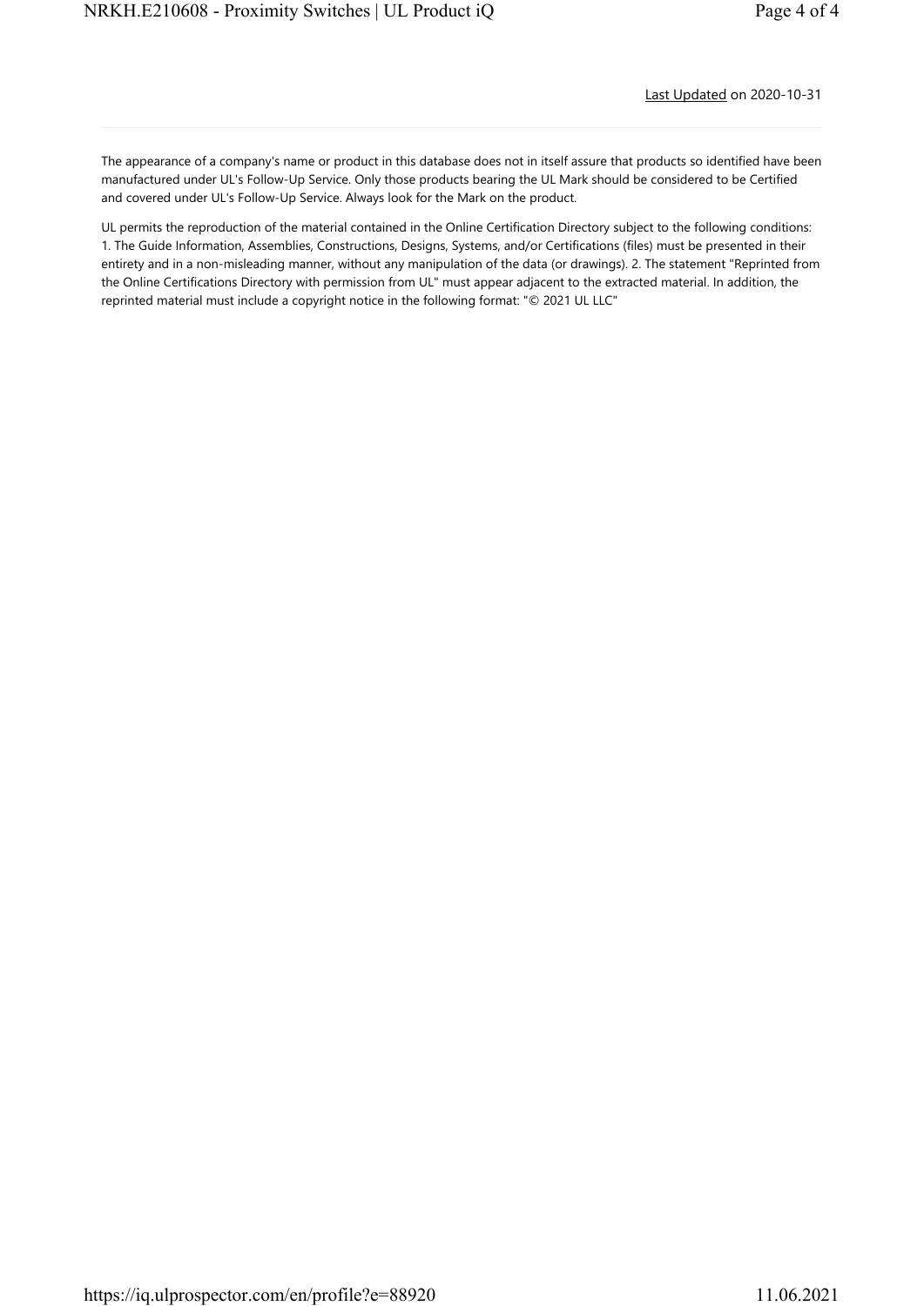Last Updated on 2020-10-31

---

The appearance of a company's name or product in this database does not in itself assure that products so identified have been manufactured under UL's Follow-Up Service. Only those products bearing the UL Mark should be considered to be Certified and covered under UL's Follow-Up Service. Always look for the Mark on the product.

UL permits the reproduction of the material contained in the Online Certification Directory subject to the following conditions: 1. The Guide Information, Assemblies, Constructions, Designs, Systems, and/or Certifications (files) must be presented in their entirety and in a non-misleading manner, without any manipulation of the data (or drawings). 2. The statement "Reprinted from the Online Certifications Directory with permission from UL" must appear adjacent to the extracted material. In addition, the reprinted material must include a copyright notice in the following format: "© 2021 UL LLC"